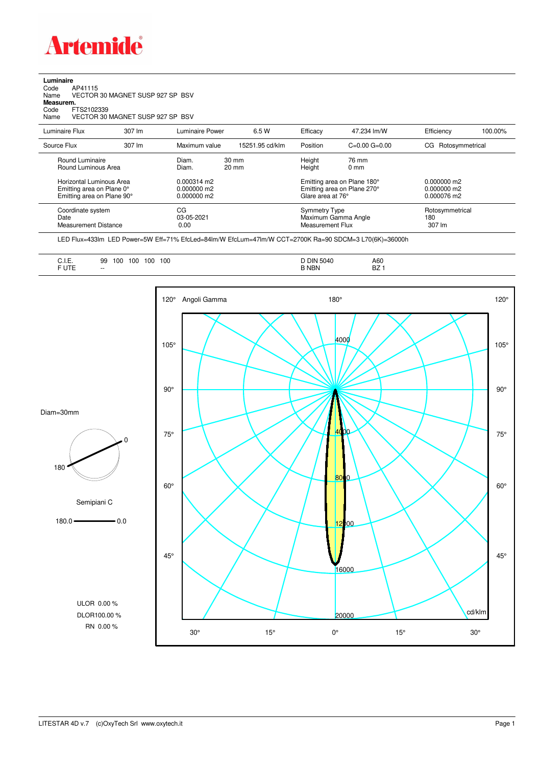# Artemide

**Luminaire**

Code AP41115
Name VECTOR 30 MAGNET SUSP 927 SP BSV

**Measurem.**

Code FTS2102339
Name VECTOR 30 MAGNET SUSP 927 SP BSV

| | | | | | | | |
|---|---|---|---|---|---|---|---|
| Luminaire Flux | 307 lm | Luminaire Power | 6.5 W | Efficacy | 47.234 lm/W | Efficiency | 100.00% |
| Source Flux | 307 lm | Maximum value | 15251.95 cd/klm | Position | C=0.00 G=0.00 | CG | Rotosymmetrical |

| | | | | | |
|---|---|---|---|---|---|
| Round Luminaire | Diam. | 30 mm | Height | 76 mm | |
| Round Luminous Area | Diam. | 20 mm | Height | 0 mm | |
| Horizontal Luminous Area | 0.000314 m2 | | Emitting area on Plane 180° | | 0.000000 m2 |
| Emitting area on Plane 0° | 0.000000 m2 | | Emitting area on Plane 270° | | 0.000000 m2 |
| Emitting area on Plane 90° | 0.000000 m2 | | Glare area at 76° | | 0.000076 m2 |

| | | | |
|---|---|---|---|
| Coordinate system | CG | Symmetry Type | Rotosymmetrical |
| Date | 03-05-2021 | Maximum Gamma Angle | 180 |
| Measurement Distance | 0.00 | Measurement Flux | 307 lm |

LED Flux=433lm LED Power=5W Eff=71% EfcLed=84lm/W EfcLum=47lm/W CCT=2700K Ra=90 SDCM=3 L70(6K)=36000h

| | | | |
|---|---|---|---|
| C.I.E. | 99 100 100 100 100 | D DIN 5040 | A60 |
| F UTE | -- | B NBN | BZ 1 |

Diam=30mm

180
0

Semipiani C

180.0
0.0

ULOR 0.00 %
DLOR100.00 %
RN 0.00 %

120° Angoli Gamma 180° 120°
105° 105°
90° 90°
75° 75°
60° 60°
45° 45°
4000
4000
8000
12000
16000
20000
cd/klm
30° 15° 0° 15° 30°

LITESTAR 4D v.7 (c)OxyTech Srl www.oxytech.it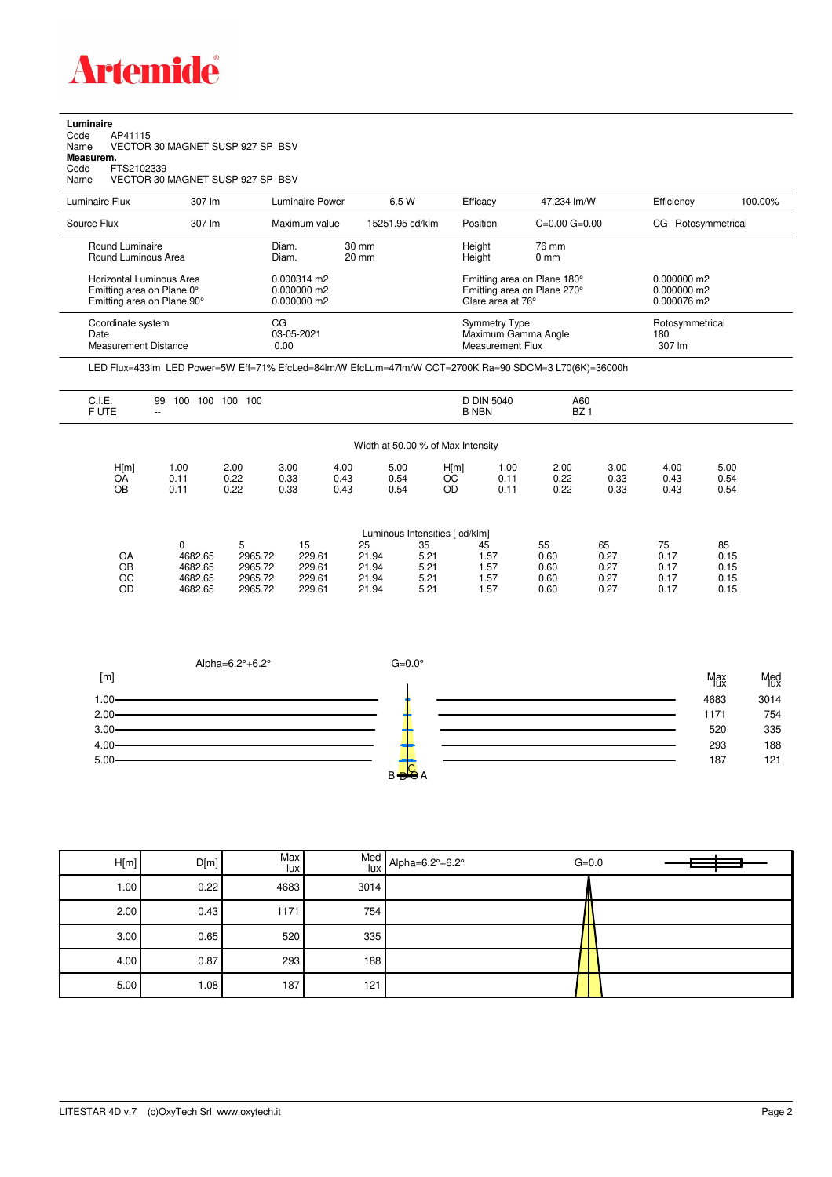Artemide

**Luminaire**
Code AP41115
Name VECTOR 30 MAGNET SUSP 927 SP BSV
**Measurem.**
Code FTS2102339
Name VECTOR 30 MAGNET SUSP 927 SP BSV

| | | | | | | | |
|---|---|---|---|---|---|---|---|
| Luminaire Flux | 307 lm | Luminaire Power | 6.5 W | Efficacy | 47.234 lm/W | Efficiency | 100.00% |
| Source Flux | 307 lm | Maximum value | 15251.95 cd/klm | Position | C=0.00 G=0.00 | CG | Rotosymmetrical |

| | | | |
|---|---|---|---|
| Round Luminaire | Diam. 30 mm | Height 76 mm | |
| Round Luminous Area | Diam. 20 mm | Height 0 mm | |
| Horizontal Luminous Area | 0.000314 m2 | Emitting area on Plane 180° | 0.000000 m2 |
| Emitting area on Plane 0° | 0.000000 m2 | Emitting area on Plane 270° | 0.000000 m2 |
| Emitting area on Plane 90° | 0.000000 m2 | Glare area at 76° | 0.000076 m2 |
| Coordinate system | CG | Symmetry Type | Rotosymmetrical |
| Date | 03-05-2021 | Maximum Gamma Angle | 180 |
| Measurement Distance | 0.00 | Measurement Flux | 307 lm |

LED Flux=433lm LED Power=5W Eff=71% EfcLed=84lm/W EfcLum=47lm/W CCT=2700K Ra=90 SDCM=3 L70(6K)=36000h

| | | | |
|---|---|---|---|
| C.I.E. | 99 100 100 100 100 | D DIN 5040 | A60 |
| F UTE | -- | B NBN | BZ 1 |

Width at 50.00 % of Max Intensity

| H[m] | 1.00 | 2.00 | 3.00 | 4.00 | 5.00 | H[m] | 1.00 | 2.00 | 3.00 | 4.00 | 5.00 |
|---|---|---|---|---|---|---|---|---|---|---|---|
| OA | 0.11 | 0.22 | 0.33 | 0.43 | 0.54 | OC | 0.11 | 0.22 | 0.33 | 0.43 | 0.54 |
| OB | 0.11 | 0.22 | 0.33 | 0.43 | 0.54 | OD | 0.11 | 0.22 | 0.33 | 0.43 | 0.54 |

Luminous Intensities [ cd/klm]

| | 0 | 5 | 15 | 25 | 35 | 45 | 55 | 65 | 75 | 85 |
|---|---|---|---|---|---|---|---|---|---|---|
| OA | 4682.65 | 2965.72 | 229.61 | 21.94 | 5.21 | 1.57 | 0.60 | 0.27 | 0.17 | 0.15 |
| OB | 4682.65 | 2965.72 | 229.61 | 21.94 | 5.21 | 1.57 | 0.60 | 0.27 | 0.17 | 0.15 |
| OC | 4682.65 | 2965.72 | 229.61 | 21.94 | 5.21 | 1.57 | 0.60 | 0.27 | 0.17 | 0.15 |
| OD | 4682.65 | 2965.72 | 229.61 | 21.94 | 5.21 | 1.57 | 0.60 | 0.27 | 0.17 | 0.15 |

Alpha=6.2°+6.2°
G=0.0°
[m]
1.00
2.00
3.00
4.00
5.00
B D C A
Max lux
4683
1171
520
293
187
Med lux
3014
754
335
188
121

| H[m] | D[m] | Max lux | Med lux | Alpha=6.2°+6.2° G=0.0 |
|---|---|---|---|---|
| 1.00 | 0.22 | 4683 | 3014 | |
| 2.00 | 0.43 | 1171 | 754 | |
| 3.00 | 0.65 | 520 | 335 | |
| 4.00 | 0.87 | 293 | 188 | |
| 5.00 | 1.08 | 187 | 121 | |

LITESTAR 4D v.7 (c)OxyTech Srl www.oxytech.it